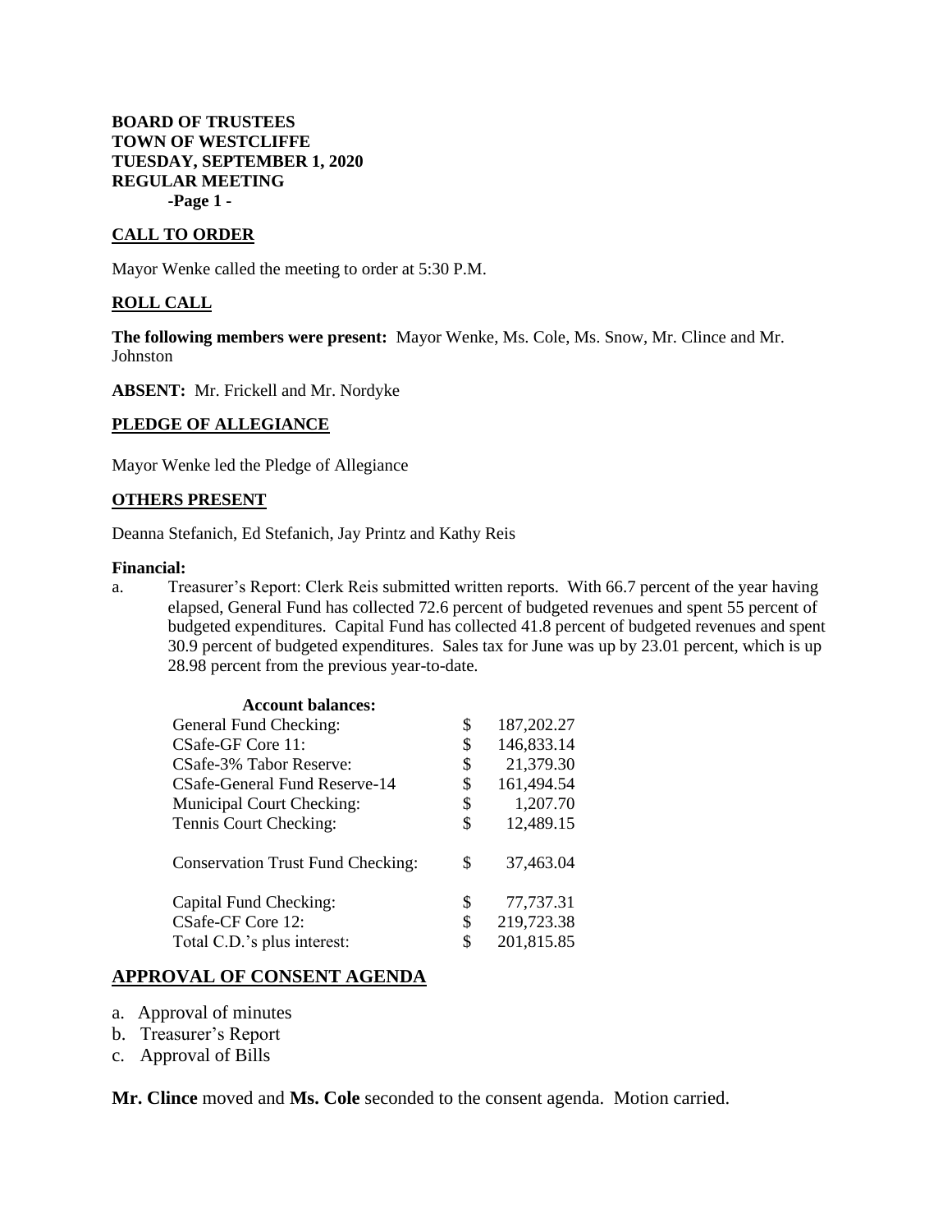**BOARD OF TRUSTEES**
**TOWN OF WESTCLIFFE**
**TUESDAY, SEPTEMBER 1, 2020**
**REGULAR MEETING**

## CALL TO ORDER

Mayor Wenke called the meeting to order at 5:30 P.M.

## ROLL CALL

**The following members were present:** Mayor Wenke, Ms. Cole, Ms. Snow, Mr. Clince and Mr. Johnston

**ABSENT:** Mr. Frickell and Mr. Nordyke

## PLEDGE OF ALLEGIANCE

Mayor Wenke led the Pledge of Allegiance

## OTHERS PRESENT

Deanna Stefanich, Ed Stefanich, Jay Printz and Kathy Reis

**Financial:**

a. Treasurer's Report: Clerk Reis submitted written reports. With 66.7 percent of the year having elapsed, General Fund has collected 72.6 percent of budgeted revenues and spent 55 percent of budgeted expenditures. Capital Fund has collected 41.8 percent of budgeted revenues and spent 30.9 percent of budgeted expenditures. Sales tax for June was up by 23.01 percent, which is up 28.98 percent from the previous year-to-date.

| **Account balances:** | | |
|---|---|---|
| General Fund Checking: | $ | 187,202.27 |
| CSafe-GF Core 11: | $ | 146,833.14 |
| CSafe-3% Tabor Reserve: | $ | 21,379.30 |
| CSafe-General Fund Reserve-14 | $ | 161,494.54 |
| Municipal Court Checking: | $ | 1,207.70 |
| Tennis Court Checking: | $ | 12,489.15 |
| Conservation Trust Fund Checking: | $ | 37,463.04 |
| Capital Fund Checking: | $ | 77,737.31 |
| CSafe-CF Core 12: | $ | 219,723.38 |
| Total C.D.'s plus interest: | $ | 201,815.85 |

## APPROVAL OF CONSENT AGENDA

a. Approval of minutes
b. Treasurer's Report
c. Approval of Bills

**Mr. Clince** moved and **Ms. Cole** seconded to the consent agenda. Motion carried.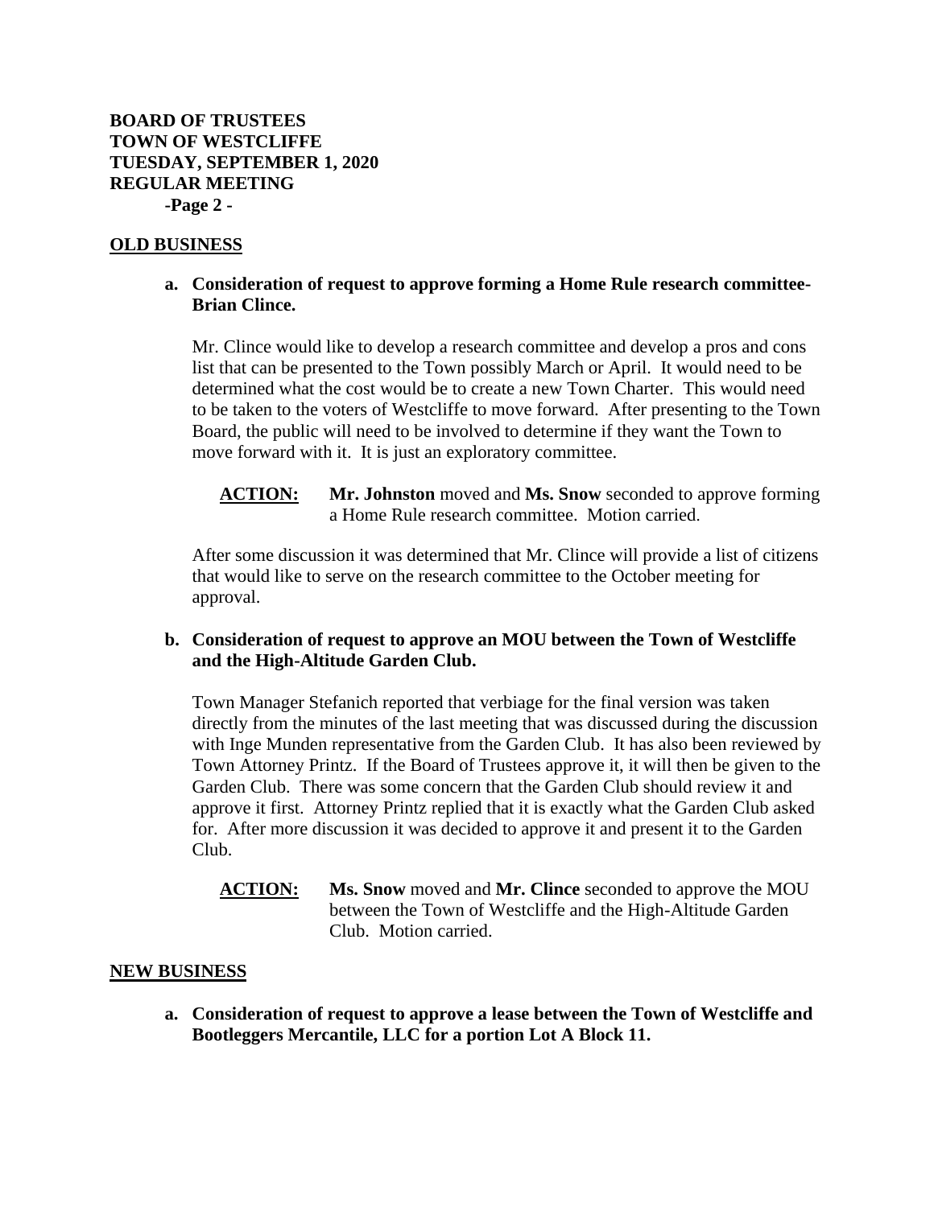## OLD BUSINESS

**a. Consideration of request to approve forming a Home Rule research committee-Brian Clince.**

Mr. Clince would like to develop a research committee and develop a pros and cons list that can be presented to the Town possibly March or April. It would need to be determined what the cost would be to create a new Town Charter. This would need to be taken to the voters of Westcliffe to move forward. After presenting to the Town Board, the public will need to be involved to determine if they want the Town to move forward with it. It is just an exploratory committee.

**ACTION:** **Mr. Johnston** moved and **Ms. Snow** seconded to approve forming a Home Rule research committee. Motion carried.

After some discussion it was determined that Mr. Clince will provide a list of citizens that would like to serve on the research committee to the October meeting for approval.

**b. Consideration of request to approve an MOU between the Town of Westcliffe and the High-Altitude Garden Club.**

Town Manager Stefanich reported that verbiage for the final version was taken directly from the minutes of the last meeting that was discussed during the discussion with Inge Munden representative from the Garden Club. It has also been reviewed by Town Attorney Printz. If the Board of Trustees approve it, it will then be given to the Garden Club. There was some concern that the Garden Club should review it and approve it first. Attorney Printz replied that it is exactly what the Garden Club asked for. After more discussion it was decided to approve it and present it to the Garden Club.

**ACTION:** **Ms. Snow** moved and **Mr. Clince** seconded to approve the MOU between the Town of Westcliffe and the High-Altitude Garden Club. Motion carried.

## NEW BUSINESS

**a. Consideration of request to approve a lease between the Town of Westcliffe and Bootleggers Mercantile, LLC for a portion Lot A Block 11.**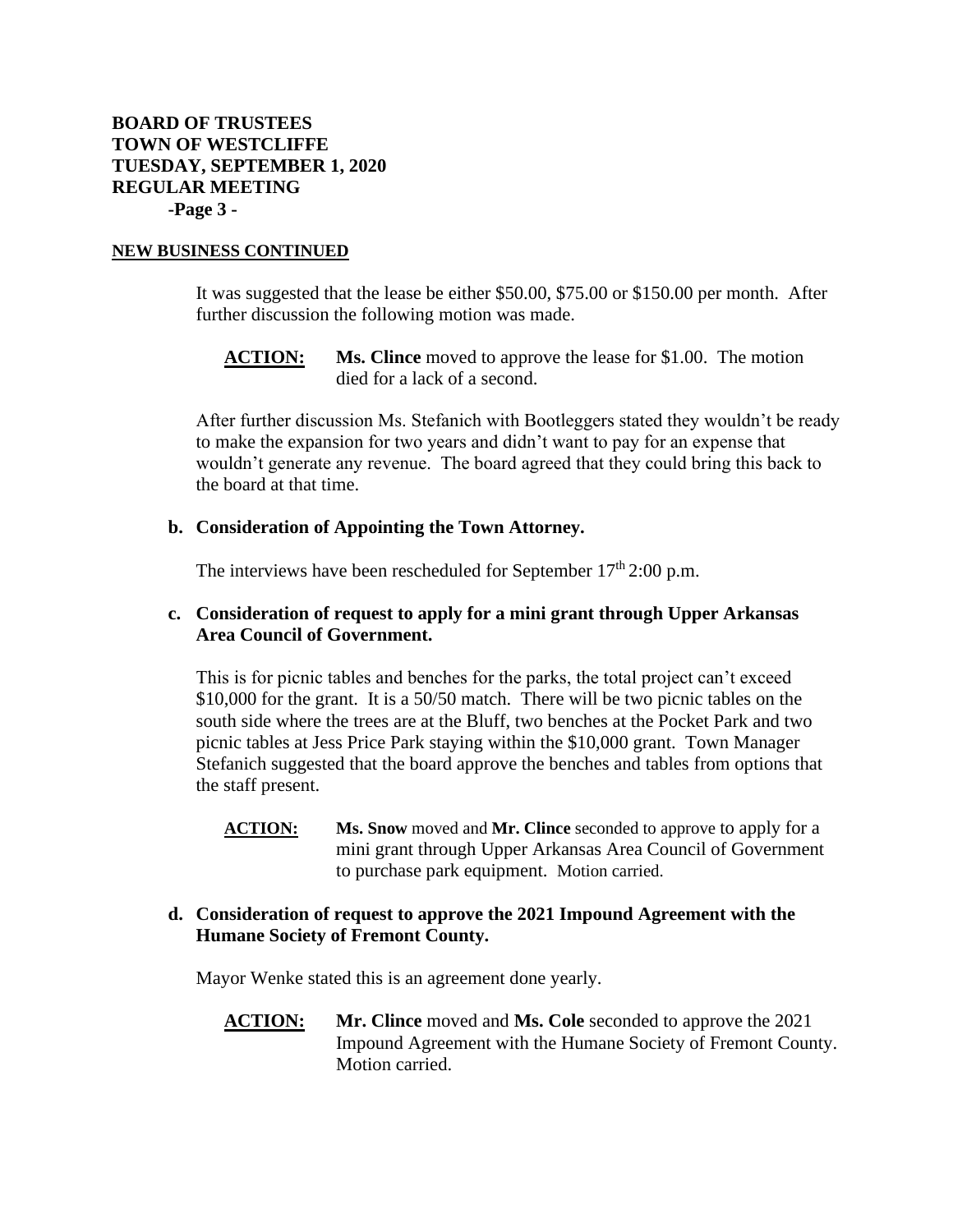**BOARD OF TRUSTEES**
**TOWN OF WESTCLIFFE**
**TUESDAY, SEPTEMBER 1, 2020**
**REGULAR MEETING**

## NEW BUSINESS CONTINUED

It was suggested that the lease be either $50.00, $75.00 or $150.00 per month. After further discussion the following motion was made.

> **ACTION:** **Ms. Clince** moved to approve the lease for $1.00. The motion died for a lack of a second.

After further discussion Ms. Stefanich with Bootleggers stated they wouldn't be ready to make the expansion for two years and didn't want to pay for an expense that wouldn't generate any revenue. The board agreed that they could bring this back to the board at that time.

**b. Consideration of Appointing the Town Attorney.**

The interviews have been rescheduled for September 17th 2:00 p.m.

**c. Consideration of request to apply for a mini grant through Upper Arkansas Area Council of Government.**

This is for picnic tables and benches for the parks, the total project can't exceed $10,000 for the grant. It is a 50/50 match. There will be two picnic tables on the south side where the trees are at the Bluff, two benches at the Pocket Park and two picnic tables at Jess Price Park staying within the $10,000 grant. Town Manager Stefanich suggested that the board approve the benches and tables from options that the staff present.

> **ACTION:** **Ms. Snow** moved and **Mr. Clince** seconded to approve to apply for a mini grant through Upper Arkansas Area Council of Government to purchase park equipment. Motion carried.

**d. Consideration of request to approve the 2021 Impound Agreement with the Humane Society of Fremont County.**

Mayor Wenke stated this is an agreement done yearly.

> **ACTION:** **Mr. Clince** moved and **Ms. Cole** seconded to approve the 2021 Impound Agreement with the Humane Society of Fremont County. Motion carried.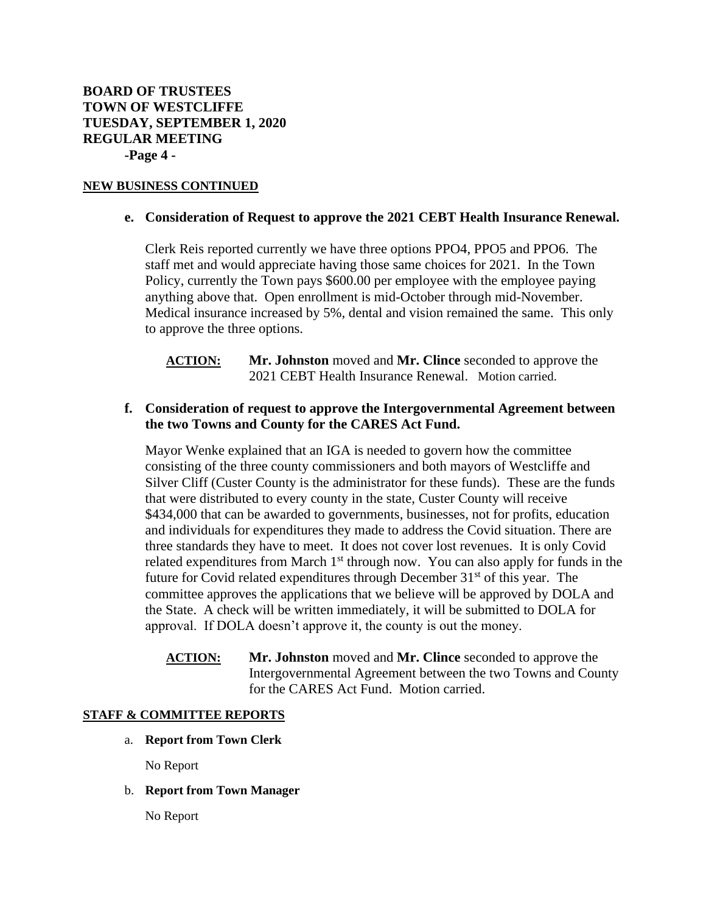**NEW BUSINESS CONTINUED**

**e. Consideration of Request to approve the 2021 CEBT Health Insurance Renewal.**

Clerk Reis reported currently we have three options PPO4, PPO5 and PPO6. The staff met and would appreciate having those same choices for 2021. In the Town Policy, currently the Town pays $600.00 per employee with the employee paying anything above that. Open enrollment is mid-October through mid-November. Medical insurance increased by 5%, dental and vision remained the same. This only to approve the three options.

**ACTION:** **Mr. Johnston** moved and **Mr. Clince** seconded to approve the 2021 CEBT Health Insurance Renewal. Motion carried.

**f. Consideration of request to approve the Intergovernmental Agreement between the two Towns and County for the CARES Act Fund.**

Mayor Wenke explained that an IGA is needed to govern how the committee consisting of the three county commissioners and both mayors of Westcliffe and Silver Cliff (Custer County is the administrator for these funds). These are the funds that were distributed to every county in the state, Custer County will receive $434,000 that can be awarded to governments, businesses, not for profits, education and individuals for expenditures they made to address the Covid situation. There are three standards they have to meet. It does not cover lost revenues. It is only Covid related expenditures from March 1st through now. You can also apply for funds in the future for Covid related expenditures through December 31st of this year. The committee approves the applications that we believe will be approved by DOLA and the State. A check will be written immediately, it will be submitted to DOLA for approval. If DOLA doesn't approve it, the county is out the money.

**ACTION:** **Mr. Johnston** moved and **Mr. Clince** seconded to approve the Intergovernmental Agreement between the two Towns and County for the CARES Act Fund. Motion carried.

**STAFF & COMMITTEE REPORTS**

a. **Report from Town Clerk**

No Report

b. **Report from Town Manager**

No Report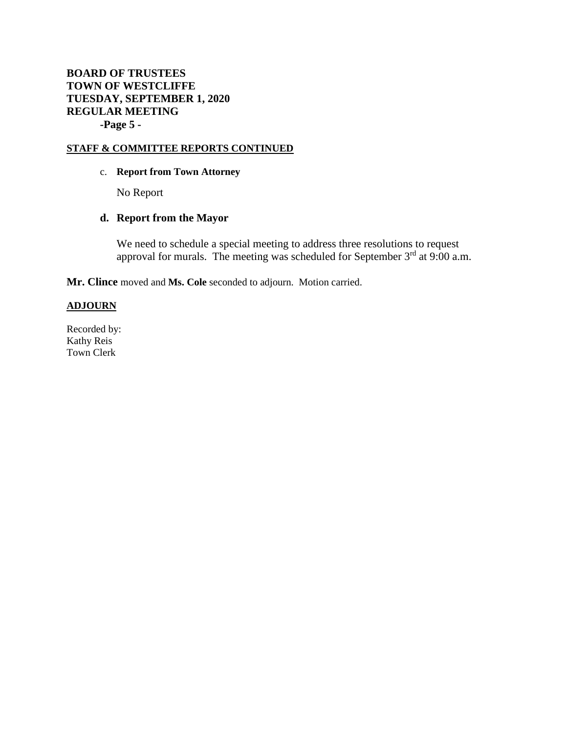**STAFF & COMMITTEE REPORTS CONTINUED**

c. **Report from Town Attorney**

No Report

**d. Report from the Mayor**

We need to schedule a special meeting to address three resolutions to request approval for murals. The meeting was scheduled for September 3rd at 9:00 a.m.

**Mr. Clince** moved and **Ms. Cole** seconded to adjourn. Motion carried.

**ADJOURN**

Recorded by:
Kathy Reis
Town Clerk